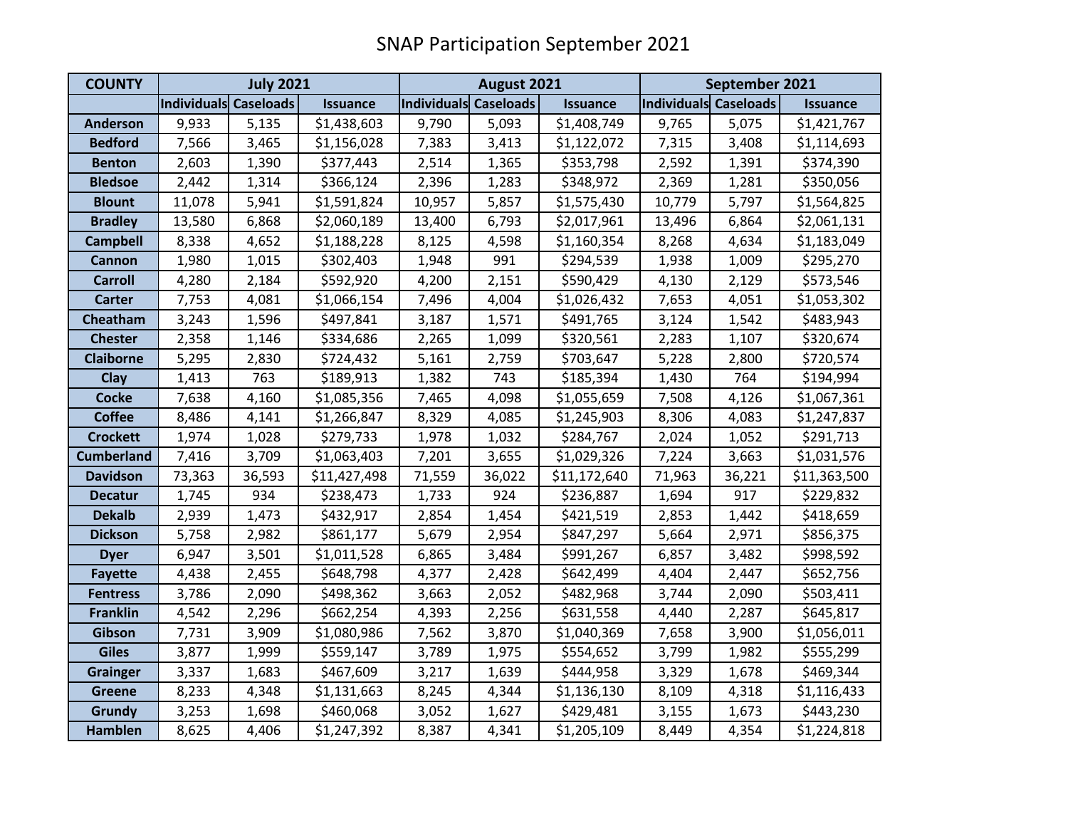# SNAP Participation September 2021

| COUNTY | July 2021 | | | August 2021 | | | September 2021 | | |
|---|---|---|---|---|---|---|---|---|---|
| | Individuals | Caseloads | Issuance | Individuals | Caseloads | Issuance | Individuals | Caseloads | Issuance |
| Anderson | 9,933 | 5,135 | $1,438,603 | 9,790 | 5,093 | $1,408,749 | 9,765 | 5,075 | $1,421,767 |
| Bedford | 7,566 | 3,465 | $1,156,028 | 7,383 | 3,413 | $1,122,072 | 7,315 | 3,408 | $1,114,693 |
| Benton | 2,603 | 1,390 | $377,443 | 2,514 | 1,365 | $353,798 | 2,592 | 1,391 | $374,390 |
| Bledsoe | 2,442 | 1,314 | $366,124 | 2,396 | 1,283 | $348,972 | 2,369 | 1,281 | $350,056 |
| Blount | 11,078 | 5,941 | $1,591,824 | 10,957 | 5,857 | $1,575,430 | 10,779 | 5,797 | $1,564,825 |
| Bradley | 13,580 | 6,868 | $2,060,189 | 13,400 | 6,793 | $2,017,961 | 13,496 | 6,864 | $2,061,131 |
| Campbell | 8,338 | 4,652 | $1,188,228 | 8,125 | 4,598 | $1,160,354 | 8,268 | 4,634 | $1,183,049 |
| Cannon | 1,980 | 1,015 | $302,403 | 1,948 | 991 | $294,539 | 1,938 | 1,009 | $295,270 |
| Carroll | 4,280 | 2,184 | $592,920 | 4,200 | 2,151 | $590,429 | 4,130 | 2,129 | $573,546 |
| Carter | 7,753 | 4,081 | $1,066,154 | 7,496 | 4,004 | $1,026,432 | 7,653 | 4,051 | $1,053,302 |
| Cheatham | 3,243 | 1,596 | $497,841 | 3,187 | 1,571 | $491,765 | 3,124 | 1,542 | $483,943 |
| Chester | 2,358 | 1,146 | $334,686 | 2,265 | 1,099 | $320,561 | 2,283 | 1,107 | $320,674 |
| Claiborne | 5,295 | 2,830 | $724,432 | 5,161 | 2,759 | $703,647 | 5,228 | 2,800 | $720,574 |
| Clay | 1,413 | 763 | $189,913 | 1,382 | 743 | $185,394 | 1,430 | 764 | $194,994 |
| Cocke | 7,638 | 4,160 | $1,085,356 | 7,465 | 4,098 | $1,055,659 | 7,508 | 4,126 | $1,067,361 |
| Coffee | 8,486 | 4,141 | $1,266,847 | 8,329 | 4,085 | $1,245,903 | 8,306 | 4,083 | $1,247,837 |
| Crockett | 1,974 | 1,028 | $279,733 | 1,978 | 1,032 | $284,767 | 2,024 | 1,052 | $291,713 |
| Cumberland | 7,416 | 3,709 | $1,063,403 | 7,201 | 3,655 | $1,029,326 | 7,224 | 3,663 | $1,031,576 |
| Davidson | 73,363 | 36,593 | $11,427,498 | 71,559 | 36,022 | $11,172,640 | 71,963 | 36,221 | $11,363,500 |
| Decatur | 1,745 | 934 | $238,473 | 1,733 | 924 | $236,887 | 1,694 | 917 | $229,832 |
| Dekalb | 2,939 | 1,473 | $432,917 | 2,854 | 1,454 | $421,519 | 2,853 | 1,442 | $418,659 |
| Dickson | 5,758 | 2,982 | $861,177 | 5,679 | 2,954 | $847,297 | 5,664 | 2,971 | $856,375 |
| Dyer | 6,947 | 3,501 | $1,011,528 | 6,865 | 3,484 | $991,267 | 6,857 | 3,482 | $998,592 |
| Fayette | 4,438 | 2,455 | $648,798 | 4,377 | 2,428 | $642,499 | 4,404 | 2,447 | $652,756 |
| Fentress | 3,786 | 2,090 | $498,362 | 3,663 | 2,052 | $482,968 | 3,744 | 2,090 | $503,411 |
| Franklin | 4,542 | 2,296 | $662,254 | 4,393 | 2,256 | $631,558 | 4,440 | 2,287 | $645,817 |
| Gibson | 7,731 | 3,909 | $1,080,986 | 7,562 | 3,870 | $1,040,369 | 7,658 | 3,900 | $1,056,011 |
| Giles | 3,877 | 1,999 | $559,147 | 3,789 | 1,975 | $554,652 | 3,799 | 1,982 | $555,299 |
| Grainger | 3,337 | 1,683 | $467,609 | 3,217 | 1,639 | $444,958 | 3,329 | 1,678 | $469,344 |
| Greene | 8,233 | 4,348 | $1,131,663 | 8,245 | 4,344 | $1,136,130 | 8,109 | 4,318 | $1,116,433 |
| Grundy | 3,253 | 1,698 | $460,068 | 3,052 | 1,627 | $429,481 | 3,155 | 1,673 | $443,230 |
| Hamblen | 8,625 | 4,406 | $1,247,392 | 8,387 | 4,341 | $1,205,109 | 8,449 | 4,354 | $1,224,818 |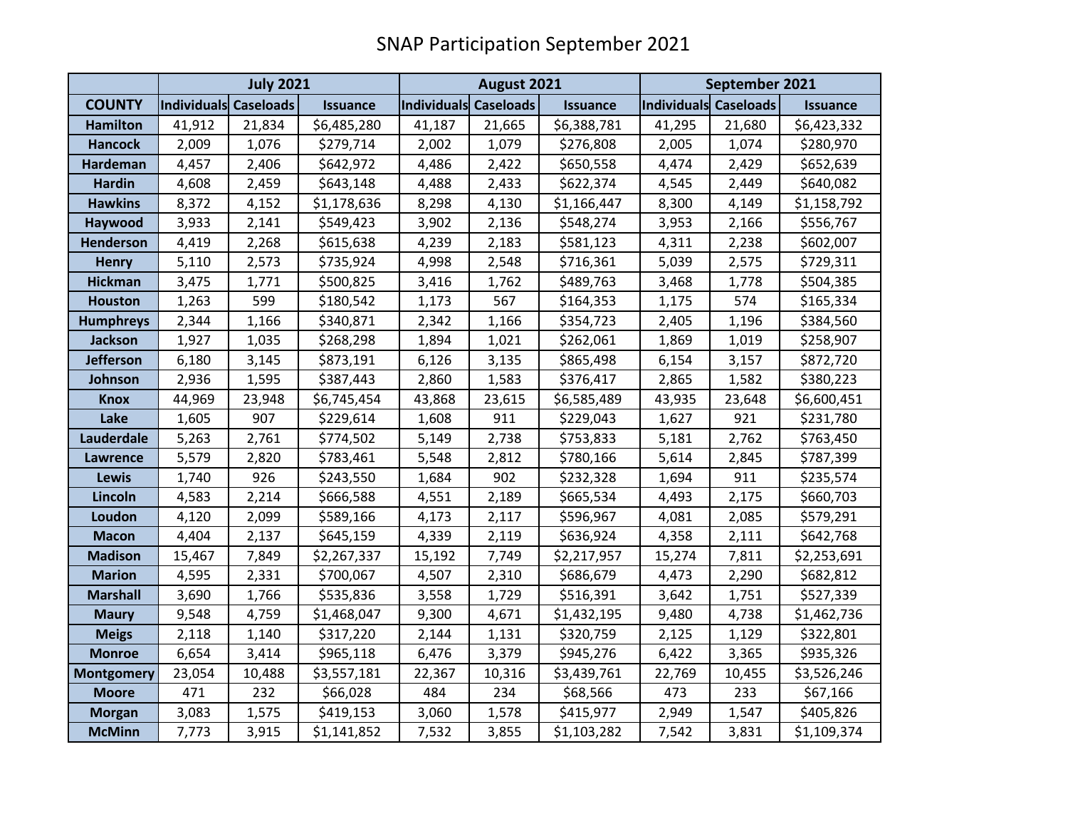# SNAP Participation September 2021

| | July 2021 | | | August 2021 | | | September 2021 | | |
|---|---|---|---|---|---|---|---|---|---|
| COUNTY | Individuals | Caseloads | Issuance | Individuals | Caseloads | Issuance | Individuals | Caseloads | Issuance |
| Hamilton | 41,912 | 21,834 | $6,485,280 | 41,187 | 21,665 | $6,388,781 | 41,295 | 21,680 | $6,423,332 |
| Hancock | 2,009 | 1,076 | $279,714 | 2,002 | 1,079 | $276,808 | 2,005 | 1,074 | $280,970 |
| Hardeman | 4,457 | 2,406 | $642,972 | 4,486 | 2,422 | $650,558 | 4,474 | 2,429 | $652,639 |
| Hardin | 4,608 | 2,459 | $643,148 | 4,488 | 2,433 | $622,374 | 4,545 | 2,449 | $640,082 |
| Hawkins | 8,372 | 4,152 | $1,178,636 | 8,298 | 4,130 | $1,166,447 | 8,300 | 4,149 | $1,158,792 |
| Haywood | 3,933 | 2,141 | $549,423 | 3,902 | 2,136 | $548,274 | 3,953 | 2,166 | $556,767 |
| Henderson | 4,419 | 2,268 | $615,638 | 4,239 | 2,183 | $581,123 | 4,311 | 2,238 | $602,007 |
| Henry | 5,110 | 2,573 | $735,924 | 4,998 | 2,548 | $716,361 | 5,039 | 2,575 | $729,311 |
| Hickman | 3,475 | 1,771 | $500,825 | 3,416 | 1,762 | $489,763 | 3,468 | 1,778 | $504,385 |
| Houston | 1,263 | 599 | $180,542 | 1,173 | 567 | $164,353 | 1,175 | 574 | $165,334 |
| Humphreys | 2,344 | 1,166 | $340,871 | 2,342 | 1,166 | $354,723 | 2,405 | 1,196 | $384,560 |
| Jackson | 1,927 | 1,035 | $268,298 | 1,894 | 1,021 | $262,061 | 1,869 | 1,019 | $258,907 |
| Jefferson | 6,180 | 3,145 | $873,191 | 6,126 | 3,135 | $865,498 | 6,154 | 3,157 | $872,720 |
| Johnson | 2,936 | 1,595 | $387,443 | 2,860 | 1,583 | $376,417 | 2,865 | 1,582 | $380,223 |
| Knox | 44,969 | 23,948 | $6,745,454 | 43,868 | 23,615 | $6,585,489 | 43,935 | 23,648 | $6,600,451 |
| Lake | 1,605 | 907 | $229,614 | 1,608 | 911 | $229,043 | 1,627 | 921 | $231,780 |
| Lauderdale | 5,263 | 2,761 | $774,502 | 5,149 | 2,738 | $753,833 | 5,181 | 2,762 | $763,450 |
| Lawrence | 5,579 | 2,820 | $783,461 | 5,548 | 2,812 | $780,166 | 5,614 | 2,845 | $787,399 |
| Lewis | 1,740 | 926 | $243,550 | 1,684 | 902 | $232,328 | 1,694 | 911 | $235,574 |
| Lincoln | 4,583 | 2,214 | $666,588 | 4,551 | 2,189 | $665,534 | 4,493 | 2,175 | $660,703 |
| Loudon | 4,120 | 2,099 | $589,166 | 4,173 | 2,117 | $596,967 | 4,081 | 2,085 | $579,291 |
| Macon | 4,404 | 2,137 | $645,159 | 4,339 | 2,119 | $636,924 | 4,358 | 2,111 | $642,768 |
| Madison | 15,467 | 7,849 | $2,267,337 | 15,192 | 7,749 | $2,217,957 | 15,274 | 7,811 | $2,253,691 |
| Marion | 4,595 | 2,331 | $700,067 | 4,507 | 2,310 | $686,679 | 4,473 | 2,290 | $682,812 |
| Marshall | 3,690 | 1,766 | $535,836 | 3,558 | 1,729 | $516,391 | 3,642 | 1,751 | $527,339 |
| Maury | 9,548 | 4,759 | $1,468,047 | 9,300 | 4,671 | $1,432,195 | 9,480 | 4,738 | $1,462,736 |
| Meigs | 2,118 | 1,140 | $317,220 | 2,144 | 1,131 | $320,759 | 2,125 | 1,129 | $322,801 |
| Monroe | 6,654 | 3,414 | $965,118 | 6,476 | 3,379 | $945,276 | 6,422 | 3,365 | $935,326 |
| Montgomery | 23,054 | 10,488 | $3,557,181 | 22,367 | 10,316 | $3,439,761 | 22,769 | 10,455 | $3,526,246 |
| Moore | 471 | 232 | $66,028 | 484 | 234 | $68,566 | 473 | 233 | $67,166 |
| Morgan | 3,083 | 1,575 | $419,153 | 3,060 | 1,578 | $415,977 | 2,949 | 1,547 | $405,826 |
| McMinn | 7,773 | 3,915 | $1,141,852 | 7,532 | 3,855 | $1,103,282 | 7,542 | 3,831 | $1,109,374 |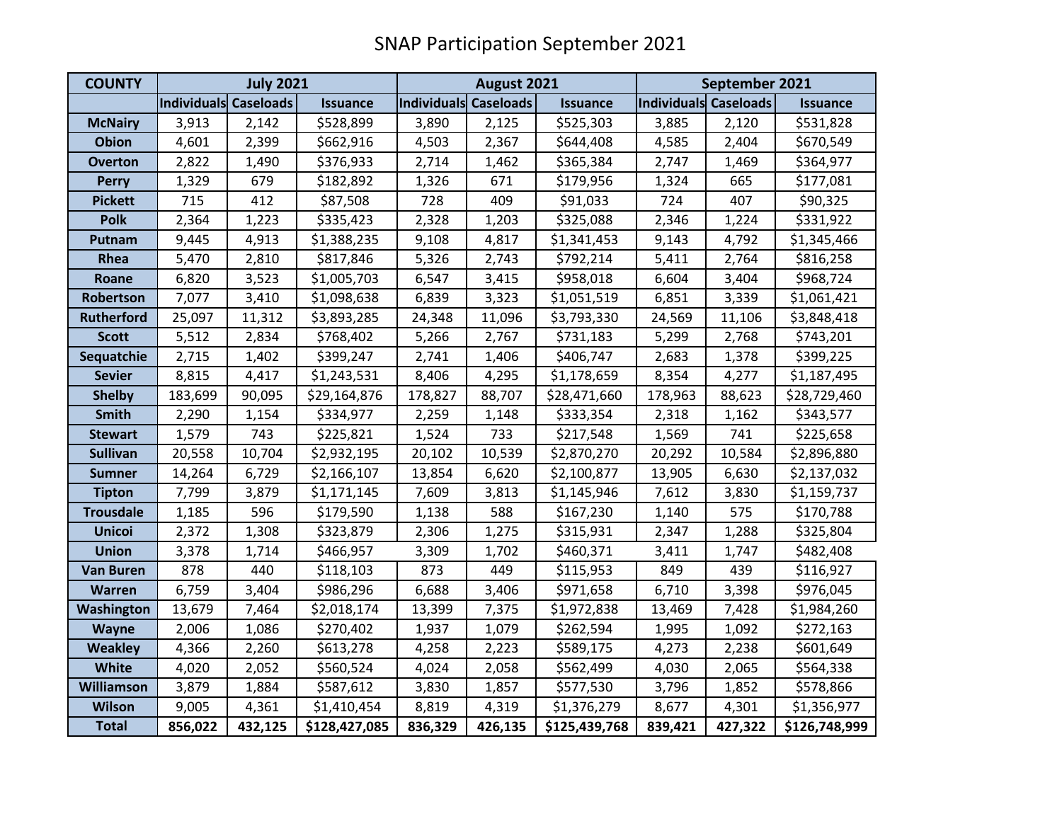# SNAP Participation September 2021

| COUNTY | July 2021 | | | August 2021 | | | September 2021 | | |
|---|---|---|---|---|---|---|---|---|---|
| | Individuals | Caseloads | Issuance | Individuals | Caseloads | Issuance | Individuals | Caseloads | Issuance |
| **McNairy** | 3,913 | 2,142 | $528,899 | 3,890 | 2,125 | $525,303 | 3,885 | 2,120 | $531,828 |
| **Obion** | 4,601 | 2,399 | $662,916 | 4,503 | 2,367 | $644,408 | 4,585 | 2,404 | $670,549 |
| **Overton** | 2,822 | 1,490 | $376,933 | 2,714 | 1,462 | $365,384 | 2,747 | 1,469 | $364,977 |
| **Perry** | 1,329 | 679 | $182,892 | 1,326 | 671 | $179,956 | 1,324 | 665 | $177,081 |
| **Pickett** | 715 | 412 | $87,508 | 728 | 409 | $91,033 | 724 | 407 | $90,325 |
| **Polk** | 2,364 | 1,223 | $335,423 | 2,328 | 1,203 | $325,088 | 2,346 | 1,224 | $331,922 |
| **Putnam** | 9,445 | 4,913 | $1,388,235 | 9,108 | 4,817 | $1,341,453 | 9,143 | 4,792 | $1,345,466 |
| **Rhea** | 5,470 | 2,810 | $817,846 | 5,326 | 2,743 | $792,214 | 5,411 | 2,764 | $816,258 |
| **Roane** | 6,820 | 3,523 | $1,005,703 | 6,547 | 3,415 | $958,018 | 6,604 | 3,404 | $968,724 |
| **Robertson** | 7,077 | 3,410 | $1,098,638 | 6,839 | 3,323 | $1,051,519 | 6,851 | 3,339 | $1,061,421 |
| **Rutherford** | 25,097 | 11,312 | $3,893,285 | 24,348 | 11,096 | $3,793,330 | 24,569 | 11,106 | $3,848,418 |
| **Scott** | 5,512 | 2,834 | $768,402 | 5,266 | 2,767 | $731,183 | 5,299 | 2,768 | $743,201 |
| **Sequatchie** | 2,715 | 1,402 | $399,247 | 2,741 | 1,406 | $406,747 | 2,683 | 1,378 | $399,225 |
| **Sevier** | 8,815 | 4,417 | $1,243,531 | 8,406 | 4,295 | $1,178,659 | 8,354 | 4,277 | $1,187,495 |
| **Shelby** | 183,699 | 90,095 | $29,164,876 | 178,827 | 88,707 | $28,471,660 | 178,963 | 88,623 | $28,729,460 |
| **Smith** | 2,290 | 1,154 | $334,977 | 2,259 | 1,148 | $333,354 | 2,318 | 1,162 | $343,577 |
| **Stewart** | 1,579 | 743 | $225,821 | 1,524 | 733 | $217,548 | 1,569 | 741 | $225,658 |
| **Sullivan** | 20,558 | 10,704 | $2,932,195 | 20,102 | 10,539 | $2,870,270 | 20,292 | 10,584 | $2,896,880 |
| **Sumner** | 14,264 | 6,729 | $2,166,107 | 13,854 | 6,620 | $2,100,877 | 13,905 | 6,630 | $2,137,032 |
| **Tipton** | 7,799 | 3,879 | $1,171,145 | 7,609 | 3,813 | $1,145,946 | 7,612 | 3,830 | $1,159,737 |
| **Trousdale** | 1,185 | 596 | $179,590 | 1,138 | 588 | $167,230 | 1,140 | 575 | $170,788 |
| **Unicoi** | 2,372 | 1,308 | $323,879 | 2,306 | 1,275 | $315,931 | 2,347 | 1,288 | $325,804 |
| **Union** | 3,378 | 1,714 | $466,957 | 3,309 | 1,702 | $460,371 | 3,411 | 1,747 | $482,408 |
| **Van Buren** | 878 | 440 | $118,103 | 873 | 449 | $115,953 | 849 | 439 | $116,927 |
| **Warren** | 6,759 | 3,404 | $986,296 | 6,688 | 3,406 | $971,658 | 6,710 | 3,398 | $976,045 |
| **Washington** | 13,679 | 7,464 | $2,018,174 | 13,399 | 7,375 | $1,972,838 | 13,469 | 7,428 | $1,984,260 |
| **Wayne** | 2,006 | 1,086 | $270,402 | 1,937 | 1,079 | $262,594 | 1,995 | 1,092 | $272,163 |
| **Weakley** | 4,366 | 2,260 | $613,278 | 4,258 | 2,223 | $589,175 | 4,273 | 2,238 | $601,649 |
| **White** | 4,020 | 2,052 | $560,524 | 4,024 | 2,058 | $562,499 | 4,030 | 2,065 | $564,338 |
| **Williamson** | 3,879 | 1,884 | $587,612 | 3,830 | 1,857 | $577,530 | 3,796 | 1,852 | $578,866 |
| **Wilson** | 9,005 | 4,361 | $1,410,454 | 8,819 | 4,319 | $1,376,279 | 8,677 | 4,301 | $1,356,977 |
| **Total** | **856,022** | **432,125** | **$128,427,085** | **836,329** | **426,135** | **$125,439,768** | **839,421** | **427,322** | **$126,748,999** |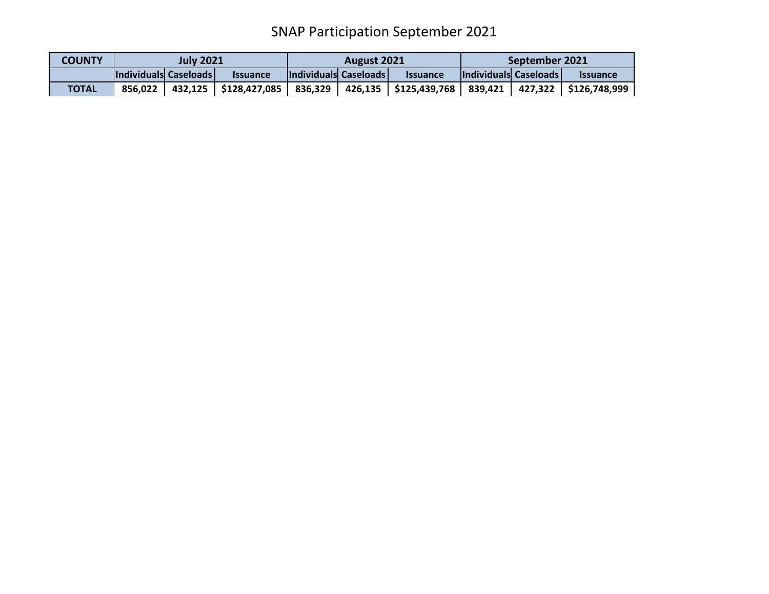# SNAP Participation September 2021

| COUNTY | July 2021 | | | August 2021 | | | September 2021 | | |
|---|---|---|---|---|---|---|---|---|---|
| | Individuals | Caseloads | Issuance | Individuals | Caseloads | Issuance | Individuals | Caseloads | Issuance |
| TOTAL | 856,022 | 432,125 | $128,427,085 | 836,329 | 426,135 | $125,439,768 | 839,421 | 427,322 | $126,748,999 |